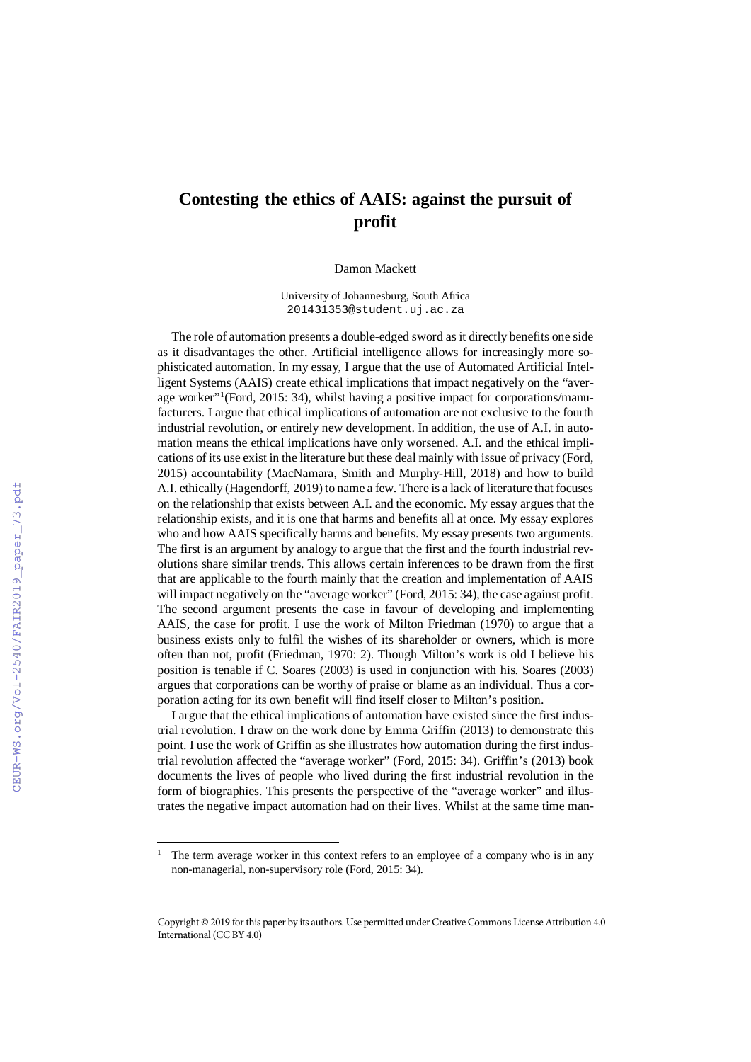# Contesting the ethics of AAIS: against the pursuit of profit

Damon Mackett

University of Johannesburg, South Africa
201431353@student.uj.ac.za

The role of automation presents a double-edged sword as it directly benefits one side as it disadvantages the other. Artificial intelligence allows for increasingly more sophisticated automation. In my essay, I argue that the use of Automated Artificial Intelligent Systems (AAIS) create ethical implications that impact negatively on the "average worker"[1](Ford, 2015: 34), whilst having a positive impact for corporations/manufacturers. I argue that ethical implications of automation are not exclusive to the fourth industrial revolution, or entirely new development. In addition, the use of A.I. in automation means the ethical implications have only worsened. A.I. and the ethical implications of its use exist in the literature but these deal mainly with issue of privacy (Ford, 2015) accountability (MacNamara, Smith and Murphy-Hill, 2018) and how to build A.I. ethically (Hagendorff, 2019) to name a few. There is a lack of literature that focuses on the relationship that exists between A.I. and the economic. My essay argues that the relationship exists, and it is one that harms and benefits all at once. My essay explores who and how AAIS specifically harms and benefits. My essay presents two arguments. The first is an argument by analogy to argue that the first and the fourth industrial revolutions share similar trends. This allows certain inferences to be drawn from the first that are applicable to the fourth mainly that the creation and implementation of AAIS will impact negatively on the "average worker" (Ford, 2015: 34), the case against profit. The second argument presents the case in favour of developing and implementing AAIS, the case for profit. I use the work of Milton Friedman (1970) to argue that a business exists only to fulfil the wishes of its shareholder or owners, which is more often than not, profit (Friedman, 1970: 2). Though Milton's work is old I believe his position is tenable if C. Soares (2003) is used in conjunction with his. Soares (2003) argues that corporations can be worthy of praise or blame as an individual. Thus a corporation acting for its own benefit will find itself closer to Milton's position.

I argue that the ethical implications of automation have existed since the first industrial revolution. I draw on the work done by Emma Griffin (2013) to demonstrate this point. I use the work of Griffin as she illustrates how automation during the first industrial revolution affected the "average worker" (Ford, 2015: 34). Griffin's (2013) book documents the lives of people who lived during the first industrial revolution in the form of biographies. This presents the perspective of the "average worker" and illustrates the negative impact automation had on their lives. Whilst at the same time man-

[1] The term average worker in this context refers to an employee of a company who is in any non-managerial, non-supervisory role (Ford, 2015: 34).

Copyright © 2019 for this paper by its authors. Use permitted under Creative Commons License Attribution 4.0 International (CC BY 4.0)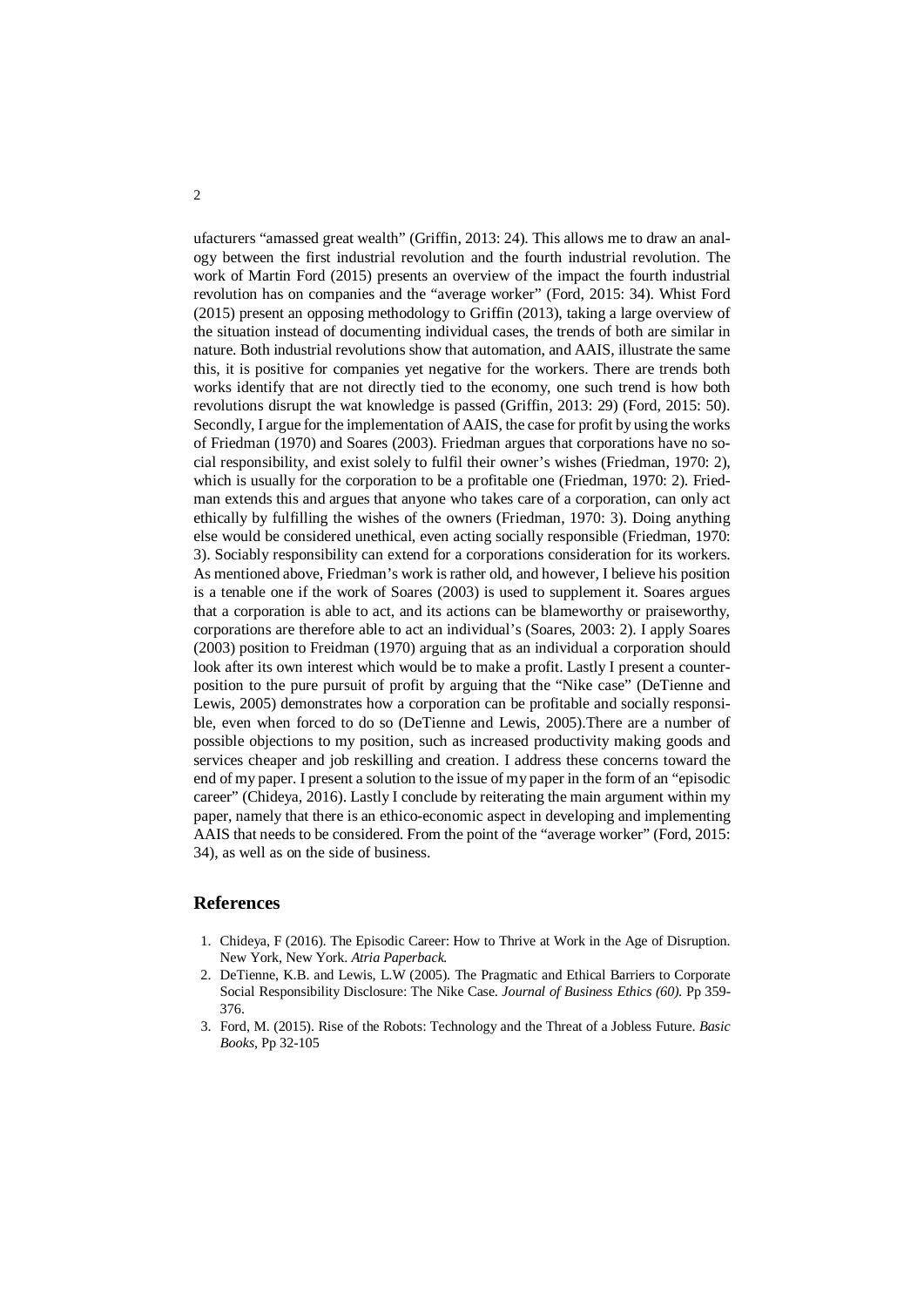ufacturers "amassed great wealth" (Griffin, 2013: 24). This allows me to draw an analogy between the first industrial revolution and the fourth industrial revolution. The work of Martin Ford (2015) presents an overview of the impact the fourth industrial revolution has on companies and the "average worker" (Ford, 2015: 34). Whist Ford (2015) present an opposing methodology to Griffin (2013), taking a large overview of the situation instead of documenting individual cases, the trends of both are similar in nature. Both industrial revolutions show that automation, and AAIS, illustrate the same this, it is positive for companies yet negative for the workers. There are trends both works identify that are not directly tied to the economy, one such trend is how both revolutions disrupt the wat knowledge is passed (Griffin, 2013: 29) (Ford, 2015: 50). Secondly, I argue for the implementation of AAIS, the case for profit by using the works of Friedman (1970) and Soares (2003). Friedman argues that corporations have no social responsibility, and exist solely to fulfil their owner's wishes (Friedman, 1970: 2), which is usually for the corporation to be a profitable one (Friedman, 1970: 2). Friedman extends this and argues that anyone who takes care of a corporation, can only act ethically by fulfilling the wishes of the owners (Friedman, 1970: 3). Doing anything else would be considered unethical, even acting socially responsible (Friedman, 1970: 3). Sociably responsibility can extend for a corporations consideration for its workers. As mentioned above, Friedman's work is rather old, and however, I believe his position is a tenable one if the work of Soares (2003) is used to supplement it. Soares argues that a corporation is able to act, and its actions can be blameworthy or praiseworthy, corporations are therefore able to act an individual's (Soares, 2003: 2). I apply Soares (2003) position to Freidman (1970) arguing that as an individual a corporation should look after its own interest which would be to make a profit. Lastly I present a counterposition to the pure pursuit of profit by arguing that the "Nike case" (DeTienne and Lewis, 2005) demonstrates how a corporation can be profitable and socially responsible, even when forced to do so (DeTienne and Lewis, 2005).There are a number of possible objections to my position, such as increased productivity making goods and services cheaper and job reskilling and creation. I address these concerns toward the end of my paper. I present a solution to the issue of my paper in the form of an "episodic career" (Chideya, 2016). Lastly I conclude by reiterating the main argument within my paper, namely that there is an ethico-economic aspect in developing and implementing AAIS that needs to be considered. From the point of the "average worker" (Ford, 2015: 34), as well as on the side of business.

## References

1. Chideya, F (2016). The Episodic Career: How to Thrive at Work in the Age of Disruption. New York, New York. *Atria Paperback.*
2. DeTienne, K.B. and Lewis, L.W (2005). The Pragmatic and Ethical Barriers to Corporate Social Responsibility Disclosure: The Nike Case. *Journal of Business Ethics (60).* Pp 359-376.
3. Ford, M. (2015). Rise of the Robots: Technology and the Threat of a Jobless Future. *Basic Books*, Pp 32-105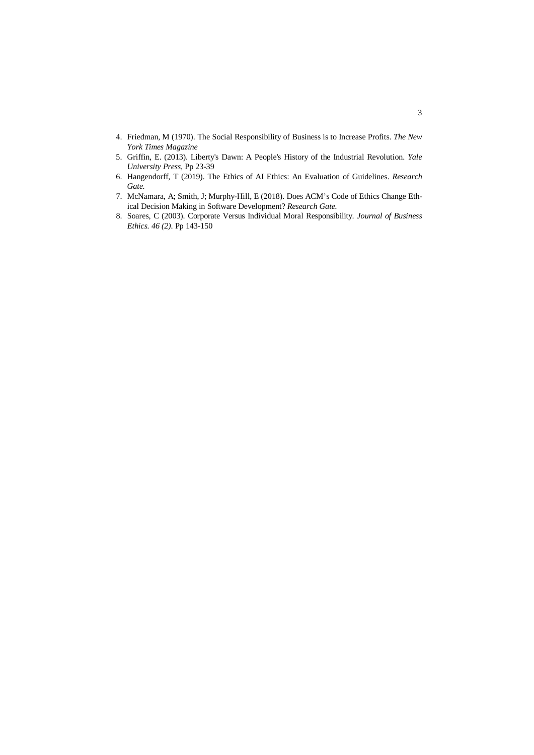4. Friedman, M (1970). The Social Responsibility of Business is to Increase Profits. *The New York Times Magazine*
5. Griffin, E. (2013). Liberty's Dawn: A People's History of the Industrial Revolution. *Yale University Press*, Pp 23-39
6. Hangendorff, T (2019). The Ethics of AI Ethics: An Evaluation of Guidelines. *Research Gate.*
7. McNamara, A; Smith, J; Murphy-Hill, E (2018). Does ACM's Code of Ethics Change Ethical Decision Making in Software Development? *Research Gate.*
8. Soares, C (2003). Corporate Versus Individual Moral Responsibility. *Journal of Business Ethics. 46 (2)*. Pp 143-150